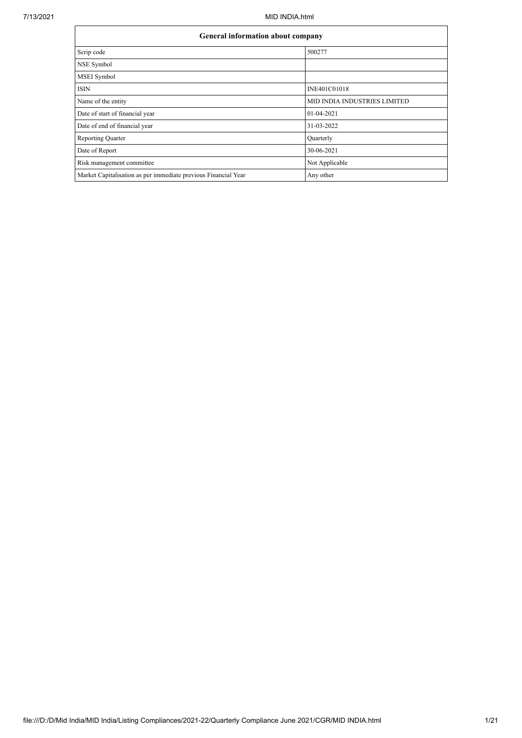| General information about company | |
|---|---|
| Scrip code | 500277 |
| NSE Symbol | |
| MSEI Symbol | |
| ISIN | INE401C01018 |
| Name of the entity | MID INDIA INDUSTRIES LIMITED |
| Date of start of financial year | 01-04-2021 |
| Date of end of financial year | 31-03-2022 |
| Reporting Quarter | Quarterly |
| Date of Report | 30-06-2021 |
| Risk management committee | Not Applicable |
| Market Capitalisation as per immediate previous Financial Year | Any other |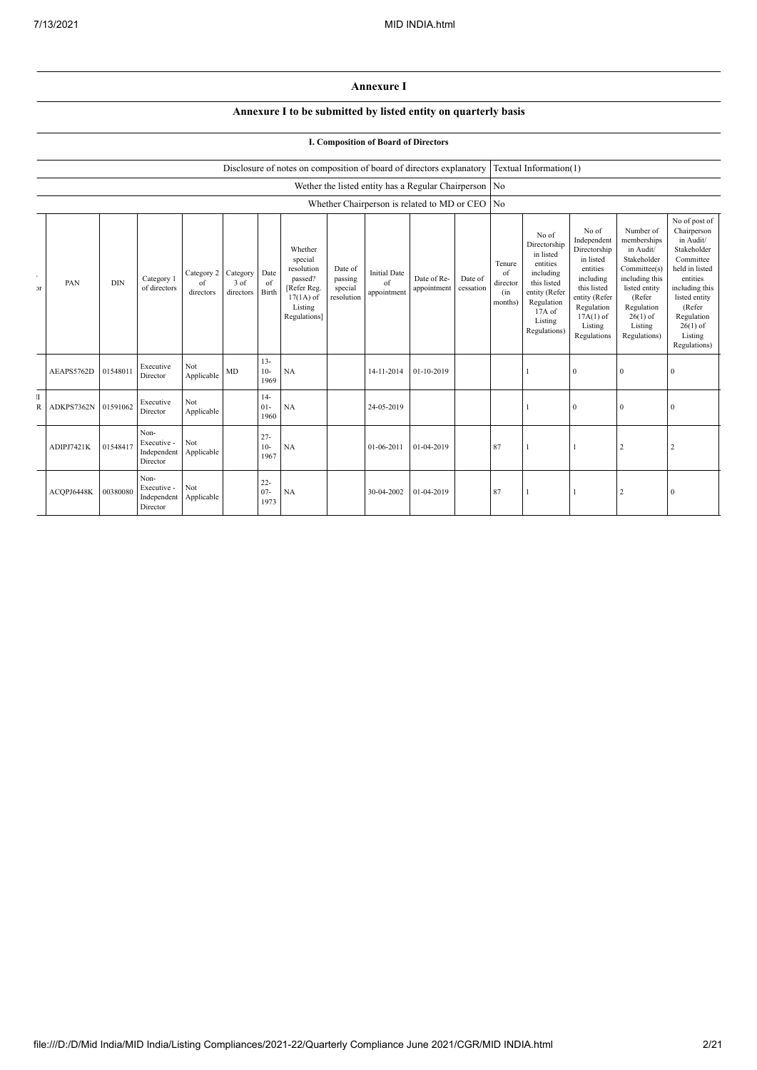# Annexure I

## Annexure I to be submitted by listed entity on quarterly basis

### I. Composition of Board of Directors

| Disclosure of notes on composition of board of directors explanatory | Textual Information(1) |
|---|---|
| Wether the listed entity has a Regular Chairperson | No |
| Whether Chairperson is related to MD or CEO | No |

| ...or | PAN | DIN | Category 1 of directors | Category 2 of directors | Category 3 of directors | Date of Birth | Whether special resolution passed? [Refer Reg. 17(1A) of Listing Regulations] | Date of passing special resolution | Initial Date of appointment | Date of Re-appointment | Date of cessation | Tenure of director (in months) | No of Directorship in listed entities including this listed entity (Refer Regulation 17A of Listing Regulations) | No of Independent Directorship in listed entities including this listed entity (Refer Regulation 17A(1) of Listing Regulations | Number of memberships in Audit/ Stakeholder Committee(s) including this listed entity (Refer Regulation 26(1) of Listing Regulations) | No of post of Chairperson in Audit/ Stakeholder Committee held in listed entities including this listed entity (Refer Regulation 26(1) of Listing Regulations) |
|---|---|---|---|---|---|---|---|---|---|---|---|---|---|---|---|---|
| | AEAPS5762D | 01548011 | Executive Director | Not Applicable | MD | 13-10-1969 | NA | | 14-11-2014 | 01-10-2019 | | | 1 | 0 | 0 | 0 |
| II R | ADKPS7362N | 01591062 | Executive Director | Not Applicable | | 14-01-1960 | NA | | 24-05-2019 | | | | 1 | 0 | 0 | 0 |
| | ADIPJ7421K | 01548417 | Non-Executive - Independent Director | Not Applicable | | 27-10-1967 | NA | | 01-06-2011 | 01-04-2019 | | 87 | 1 | 1 | 2 | 2 |
| | ACQPJ6448K | 00380080 | Non-Executive - Independent Director | Not Applicable | | 22-07-1973 | NA | | 30-04-2002 | 01-04-2019 | | 87 | 1 | 1 | 2 | 0 |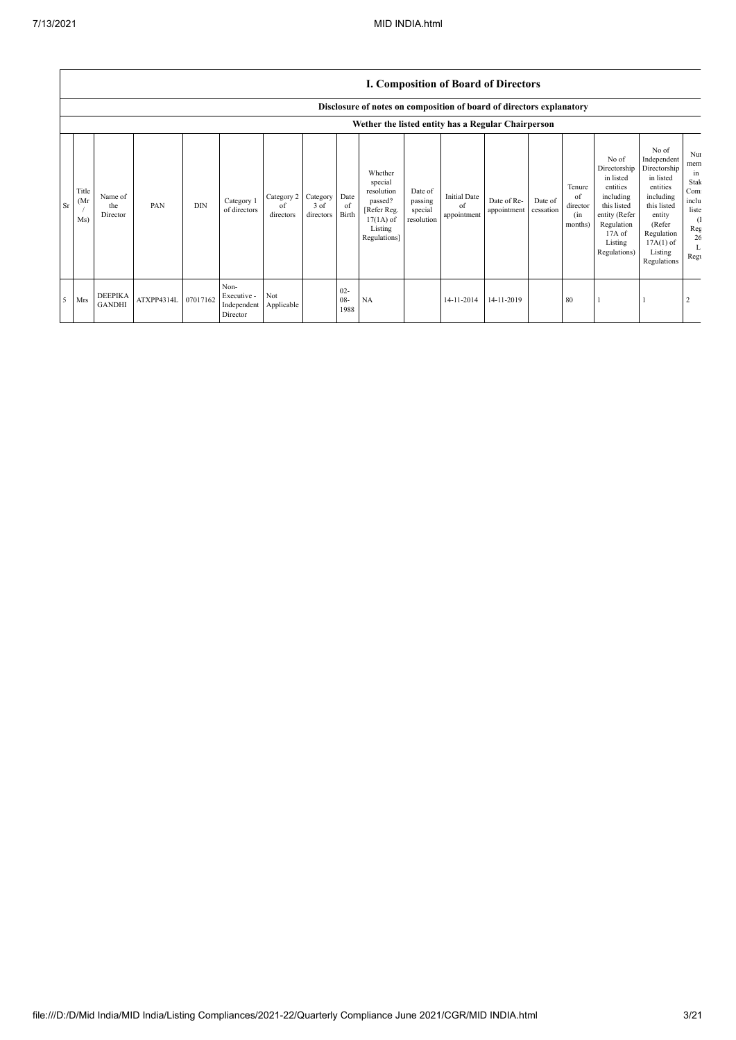## I. Composition of Board of Directors

### Disclosure of notes on composition of board of directors explanatory

### Wether the listed entity has a Regular Chairperson

| Sr | Title (Mr / Ms) | Name of the Director | PAN | DIN | Category 1 of directors | Category 2 of directors | Category 3 of directors | Date of Birth | Whether special resolution passed? [Refer Reg. 17(1A) of Listing Regulations] | Date of passing special resolution | Initial Date of appointment | Date of Re-appointment | Date of cessation | Tenure of director (in months) | No of Directorship in listed entities including this listed entity (Refer Regulation 17A of Listing Regulations) | No of Independent Directorship in listed entities including this listed entity (Refer Regulation 17A(1) of Listing Regulations | Nu mem in Stak Com inclu liste (I Reg 26 L Regu |
|---|---|---|---|---|---|---|---|---|---|---|---|---|---|---|---|---|---|
| 5 | Mrs | DEEPIKA GANDHI | ATXPP4314L | 07017162 | Non-Executive - Independent Director | Not Applicable | | 02-08-1988 | NA | | 14-11-2014 | 14-11-2019 | | 80 | 1 | 1 | 2 |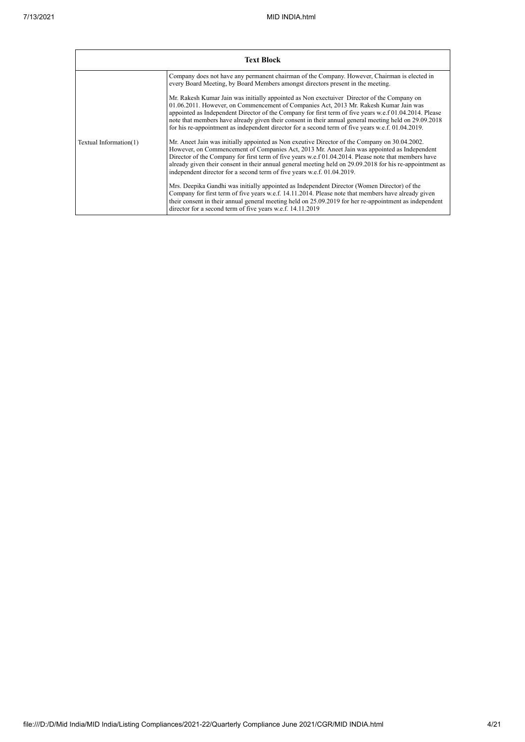| Text Block | |
|---|---|
| Textual Information(1) | Company does not have any permanent chairman of the Company. However, Chairman is elected in every Board Meeting, by Board Members amongst directors present in the meeting.<br><br>Mr. Rakesh Kumar Jain was initially appointed as Non exectuiver Director of the Company on 01.06.2011. However, on Commencement of Companies Act, 2013 Mr. Rakesh Kumar Jain was appointed as Independent Director of the Company for first term of five years w.e.f 01.04.2014. Please note that members have already given their consent in their annual general meeting held on 29.09.2018 for his re-appointment as independent director for a second term of five years w.e.f. 01.04.2019.<br><br>Mr. Aneet Jain was initially appointed as Non exeutive Director of the Company on 30.04.2002. However, on Commencement of Companies Act, 2013 Mr. Aneet Jain was appointed as Independent Director of the Company for first term of five years w.e.f 01.04.2014. Please note that members have already given their consent in their annual general meeting held on 29.09.2018 for his re-appointment as independent director for a second term of five years w.e.f. 01.04.2019.<br><br>Mrs. Deepika Gandhi was initially appointed as Independent Director (Women Director) of the Company for first term of five years w.e.f. 14.11.2014. Please note that members have already given their consent in their annual general meeting held on 25.09.2019 for her re-appointment as independent director for a second term of five years w.e.f. 14.11.2019 |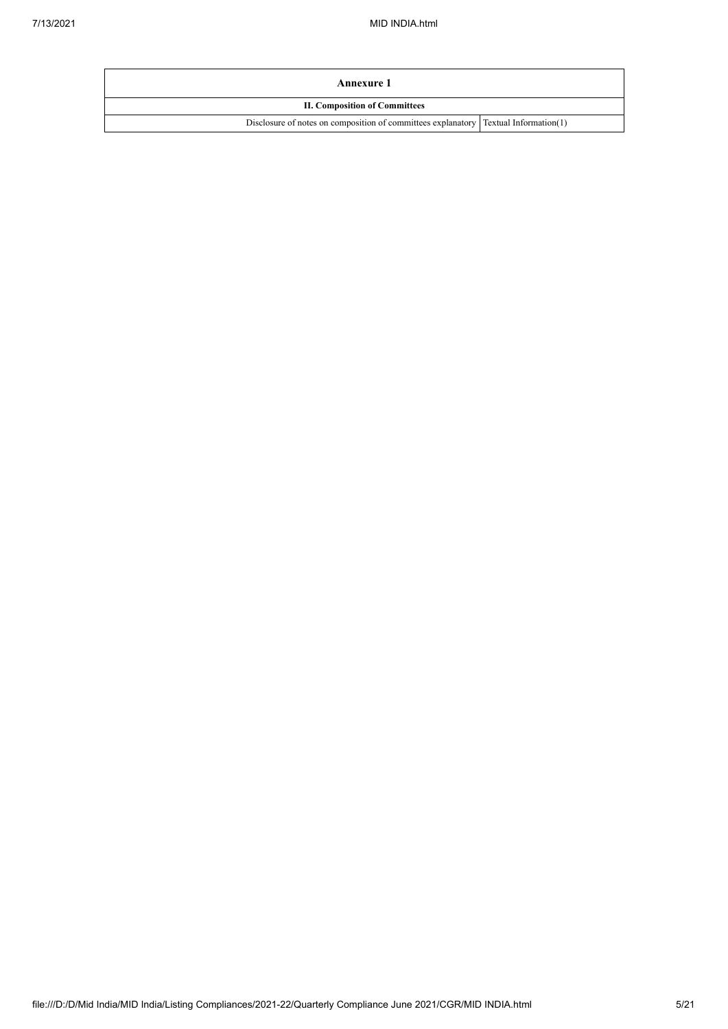| Annexure 1 | |
|---|---|
| **II. Composition of Committees** | |
| Disclosure of notes on composition of committees explanatory | Textual Information(1) |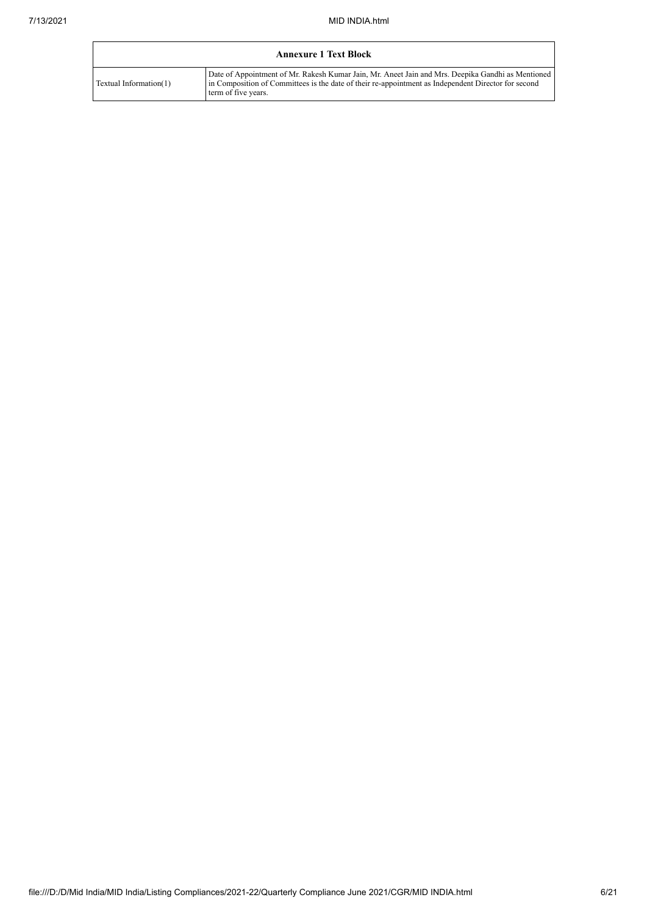| Annexure 1 Text Block | |
|---|---|
| Textual Information(1) | Date of Appointment of Mr. Rakesh Kumar Jain, Mr. Aneet Jain and Mrs. Deepika Gandhi as Mentioned in Composition of Committees is the date of their re-appointment as Independent Director for second term of five years. |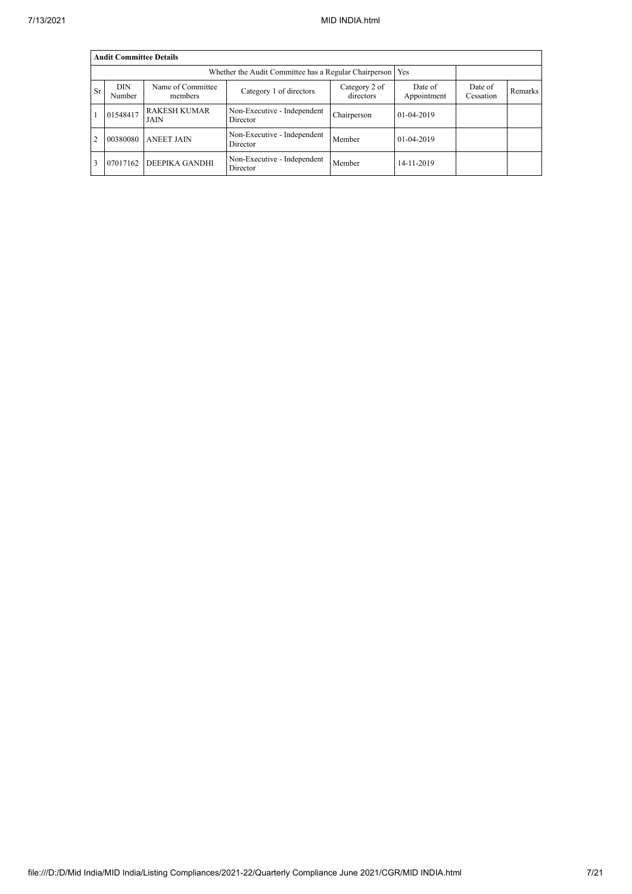| **Audit Committee Details** | | | | | | | |
|---|---|---|---|---|---|---|---|
| Whether the Audit Committee has a Regular Chairperson | | | | | Yes | | |
| Sr | DIN Number | Name of Committee members | Category 1 of directors | Category 2 of directors | Date of Appointment | Date of Cessation | Remarks |
| 1 | 01548417 | RAKESH KUMAR JAIN | Non-Executive - Independent Director | Chairperson | 01-04-2019 | | |
| 2 | 00380080 | ANEET JAIN | Non-Executive - Independent Director | Member | 01-04-2019 | | |
| 3 | 07017162 | DEEPIKA GANDHI | Non-Executive - Independent Director | Member | 14-11-2019 | | |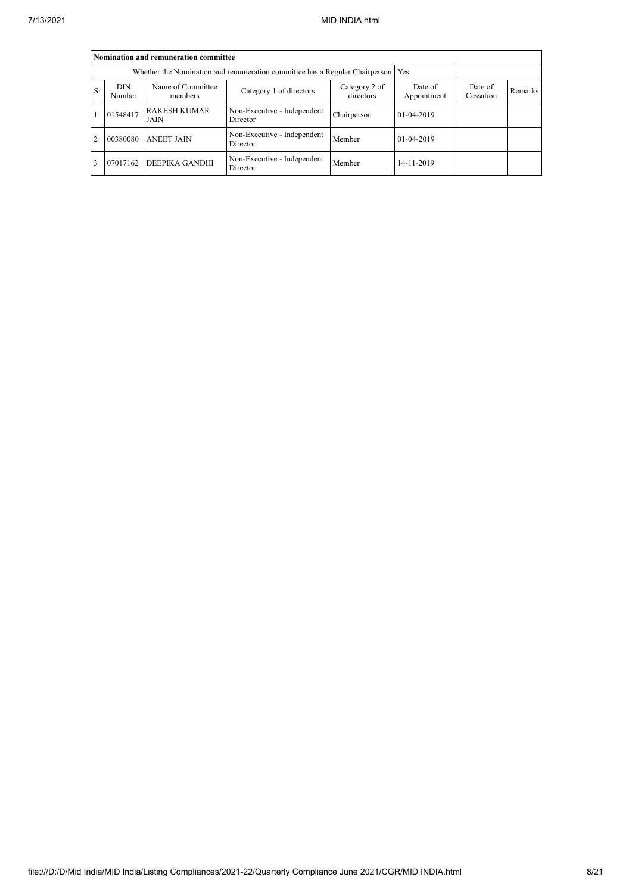| Nomination and remuneration committee | | | | | | | |
|---|---|---|---|---|---|---|---|
| Whether the Nomination and remuneration committee has a Regular Chairperson | | | | | Yes | | |
| Sr | DIN Number | Name of Committee members | Category 1 of directors | Category 2 of directors | Date of Appointment | Date of Cessation | Remarks |
| 1 | 01548417 | RAKESH KUMAR JAIN | Non-Executive - Independent Director | Chairperson | 01-04-2019 | | |
| 2 | 00380080 | ANEET JAIN | Non-Executive - Independent Director | Member | 01-04-2019 | | |
| 3 | 07017162 | DEEPIKA GANDHI | Non-Executive - Independent Director | Member | 14-11-2019 | | |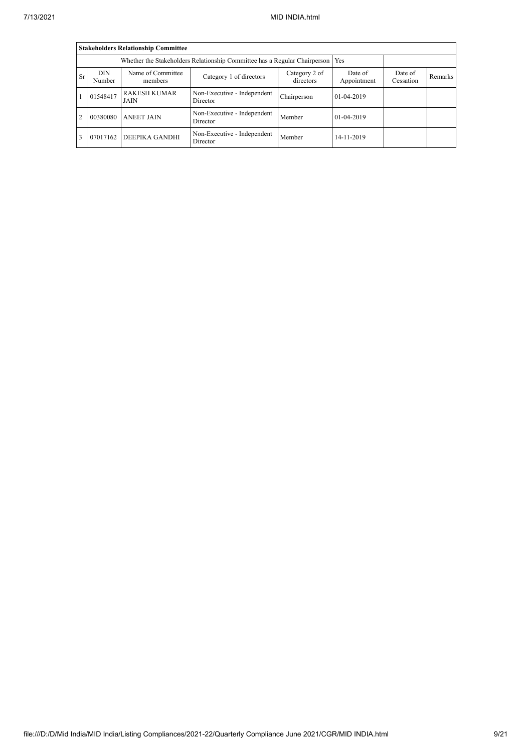| Stakeholders Relationship Committee | | | | | | | |
|---|---|---|---|---|---|---|---|
| Whether the Stakeholders Relationship Committee has a Regular Chairperson | | | | | Yes | | |
| Sr | DIN Number | Name of Committee members | Category 1 of directors | Category 2 of directors | Date of Appointment | Date of Cessation | Remarks |
| 1 | 01548417 | RAKESH KUMAR JAIN | Non-Executive - Independent Director | Chairperson | 01-04-2019 | | |
| 2 | 00380080 | ANEET JAIN | Non-Executive - Independent Director | Member | 01-04-2019 | | |
| 3 | 07017162 | DEEPIKA GANDHI | Non-Executive - Independent Director | Member | 14-11-2019 | | |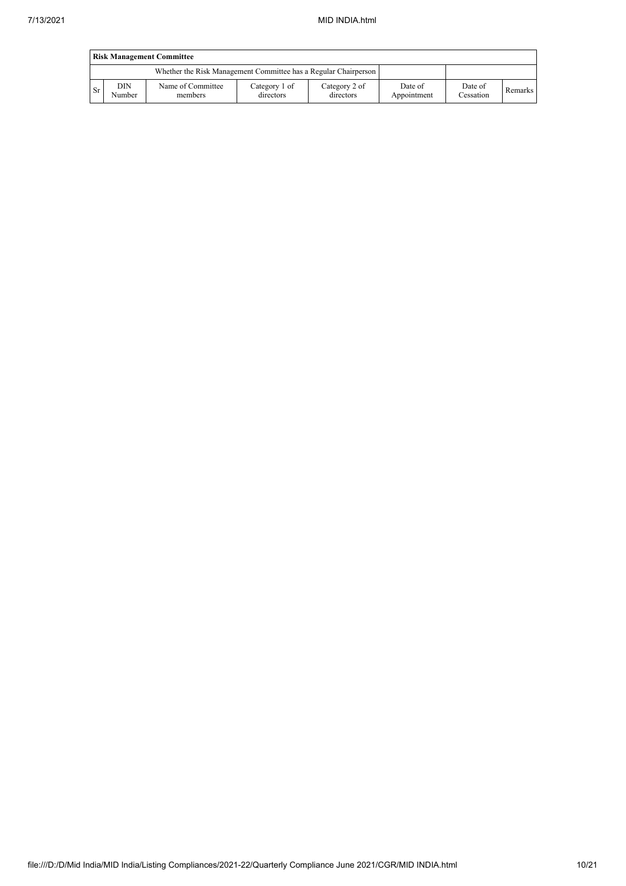| Risk Management Committee | | | | | | | |
|---|---|---|---|---|---|---|---|
| Whether the Risk Management Committee has a Regular Chairperson | | | | | | | |
| Sr | DIN Number | Name of Committee members | Category 1 of directors | Category 2 of directors | Date of Appointment | Date of Cessation | Remarks |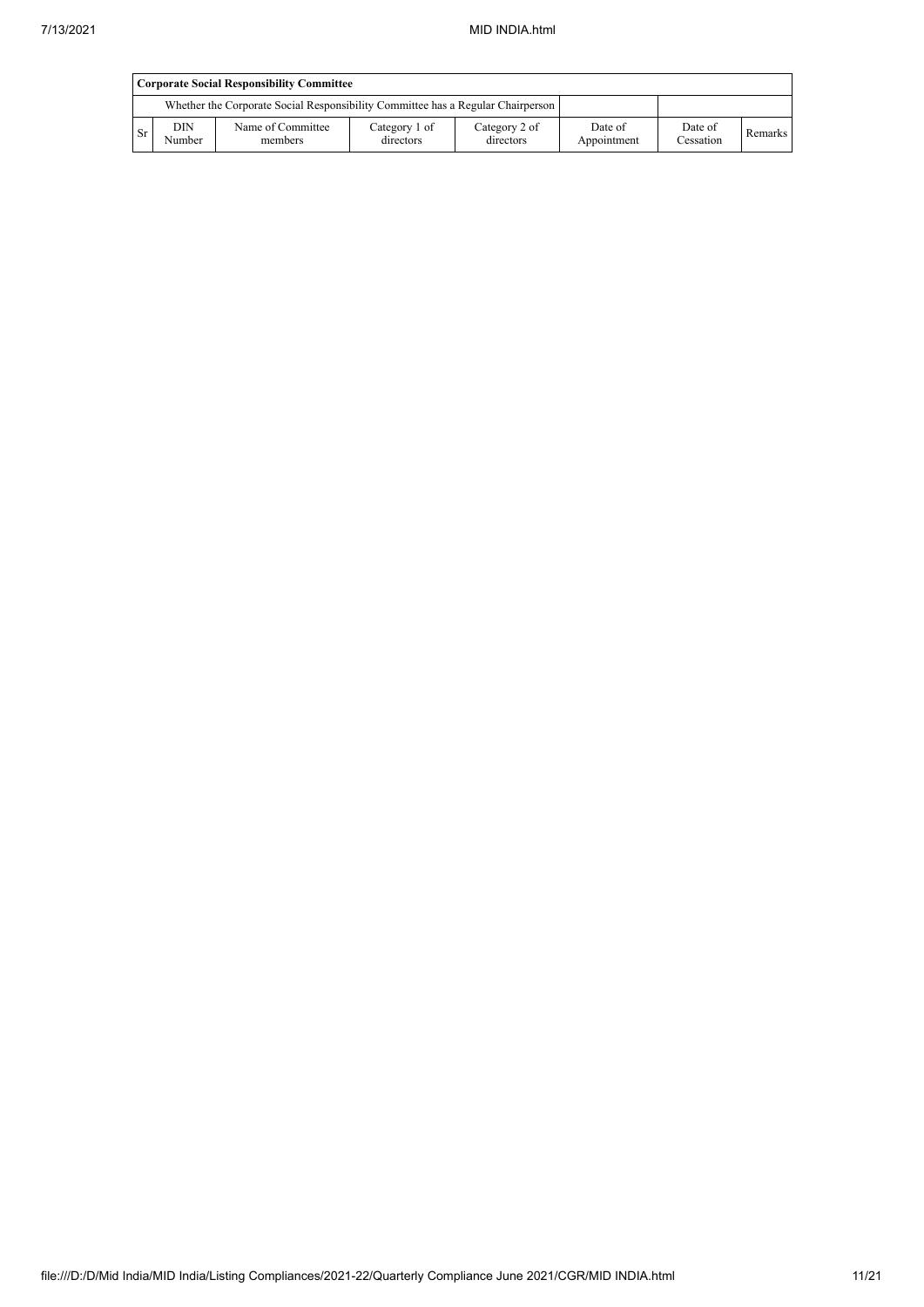| Corporate Social Responsibility Committee | | | | | | | |
|---|---|---|---|---|---|---|---|
| Whether the Corporate Social Responsibility Committee has a Regular Chairperson | | | | | | | |
| Sr | DIN Number | Name of Committee members | Category 1 of directors | Category 2 of directors | Date of Appointment | Date of Cessation | Remarks |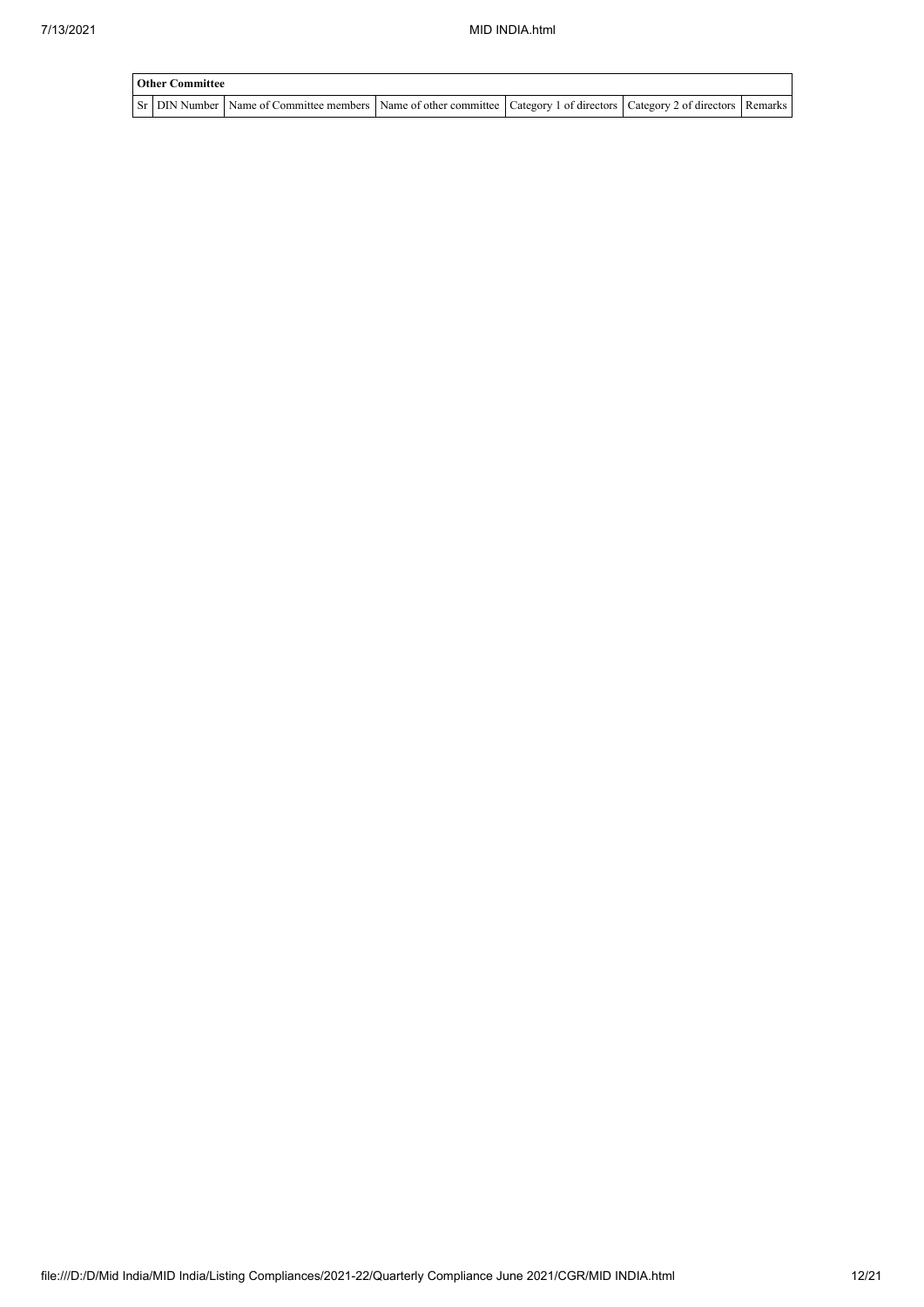| Other Committee | | | | | | |
| --- | --- | --- | --- | --- | --- | --- |
| Sr | DIN Number | Name of Committee members | Name of other committee | Category 1 of directors | Category 2 of directors | Remarks |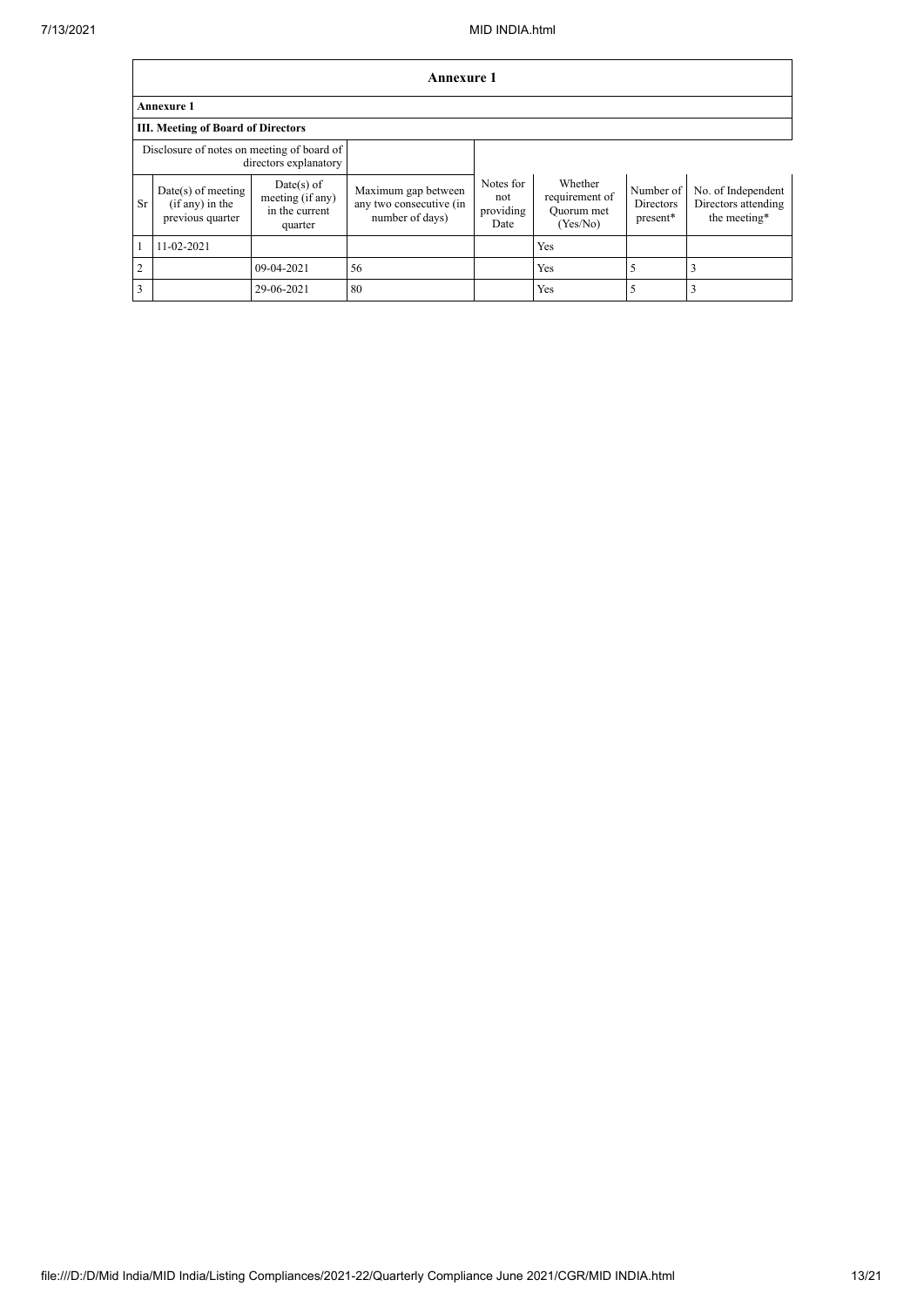# Annexure 1

## Annexure 1

### III. Meeting of Board of Directors

| Disclosure of notes on meeting of board of directors explanatory | | | | | | | |
|---|---|---|---|---|---|---|---|
| Sr | Date(s) of meeting (if any) in the previous quarter | Date(s) of meeting (if any) in the current quarter | Maximum gap between any two consecutive (in number of days) | Notes for not providing Date | Whether requirement of Quorum met (Yes/No) | Number of Directors present* | No. of Independent Directors attending the meeting* |
| 1 | 11-02-2021 | | | | Yes | | |
| 2 | | 09-04-2021 | 56 | | Yes | 5 | 3 |
| 3 | | 29-06-2021 | 80 | | Yes | 5 | 3 |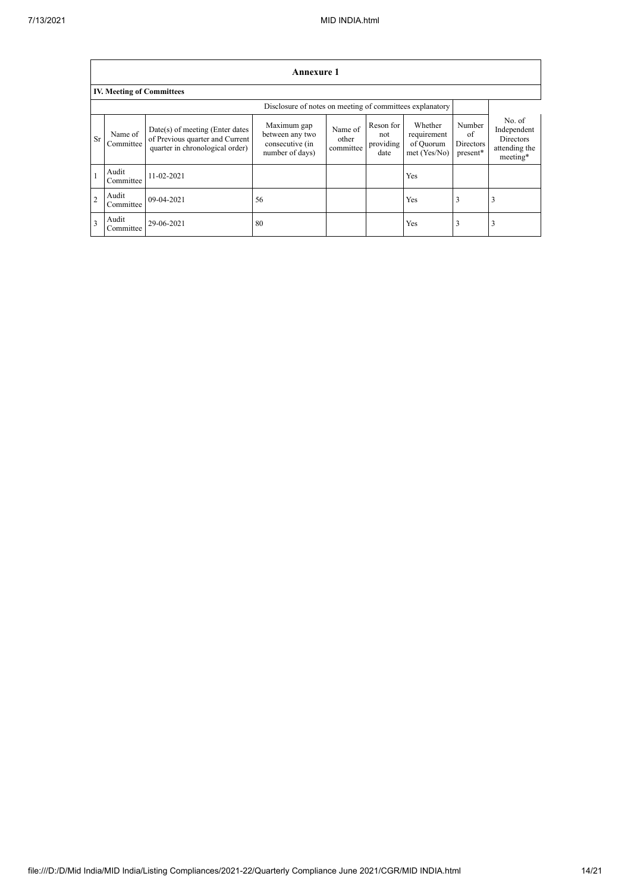## Annexure 1

### IV. Meeting of Committees

| | | | Disclosure of notes on meeting of committees explanatory | | | | | |
|---|---|---|---|---|---|---|---|---|
| Sr | Name of Committee | Date(s) of meeting (Enter dates of Previous quarter and Current quarter in chronological order) | Maximum gap between any two consecutive (in number of days) | Name of other committee | Reson for not providing date | Whether requirement of Quorum met (Yes/No) | Number of Directors present* | No. of Independent Directors attending the meeting* |
| 1 | Audit Committee | 11-02-2021 | | | | Yes | | |
| 2 | Audit Committee | 09-04-2021 | 56 | | | Yes | 3 | 3 |
| 3 | Audit Committee | 29-06-2021 | 80 | | | Yes | 3 | 3 |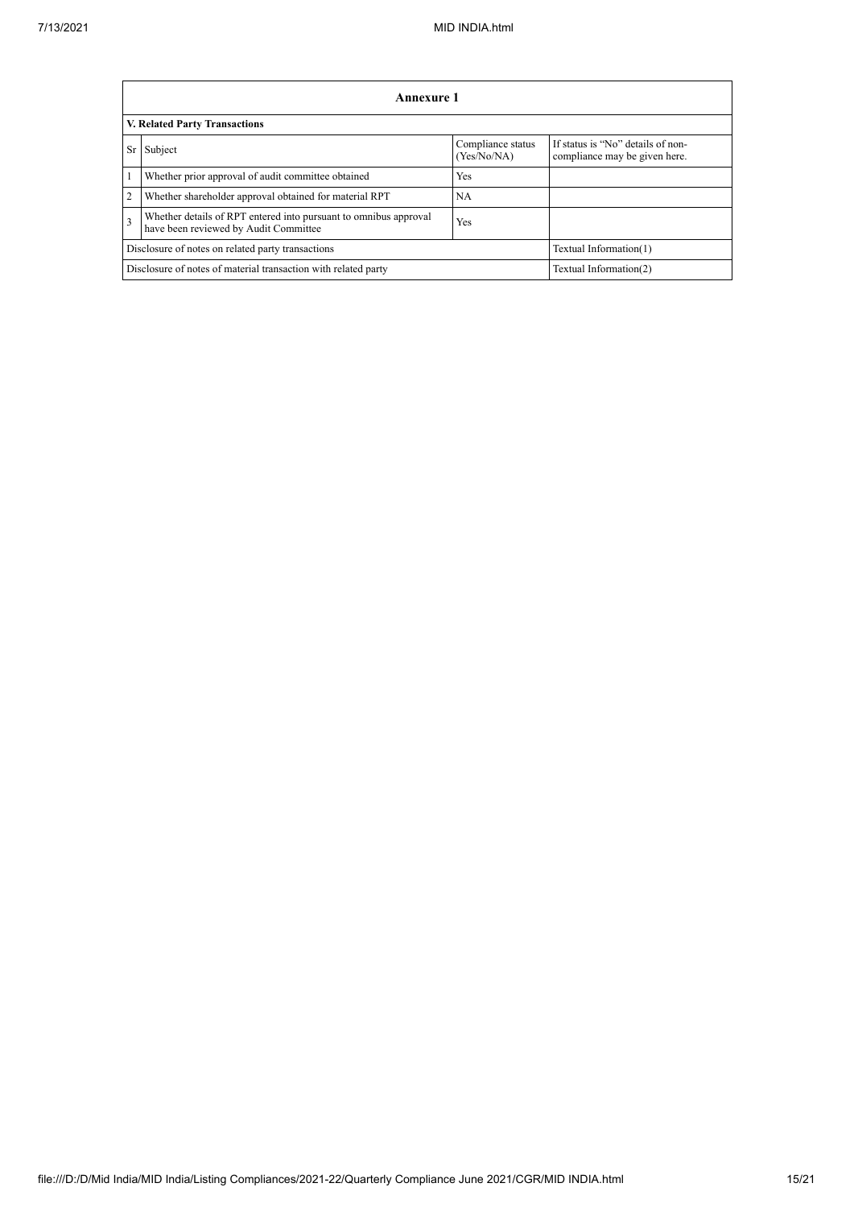| Annexure 1 | | | |
|---|---|---|---|
| **V. Related Party Transactions** | | | |
| Sr | Subject | Compliance status (Yes/No/NA) | If status is "No" details of non-compliance may be given here. |
| 1 | Whether prior approval of audit committee obtained | Yes | |
| 2 | Whether shareholder approval obtained for material RPT | NA | |
| 3 | Whether details of RPT entered into pursuant to omnibus approval have been reviewed by Audit Committee | Yes | |
| Disclosure of notes on related party transactions | | | Textual Information(1) |
| Disclosure of notes of material transaction with related party | | | Textual Information(2) |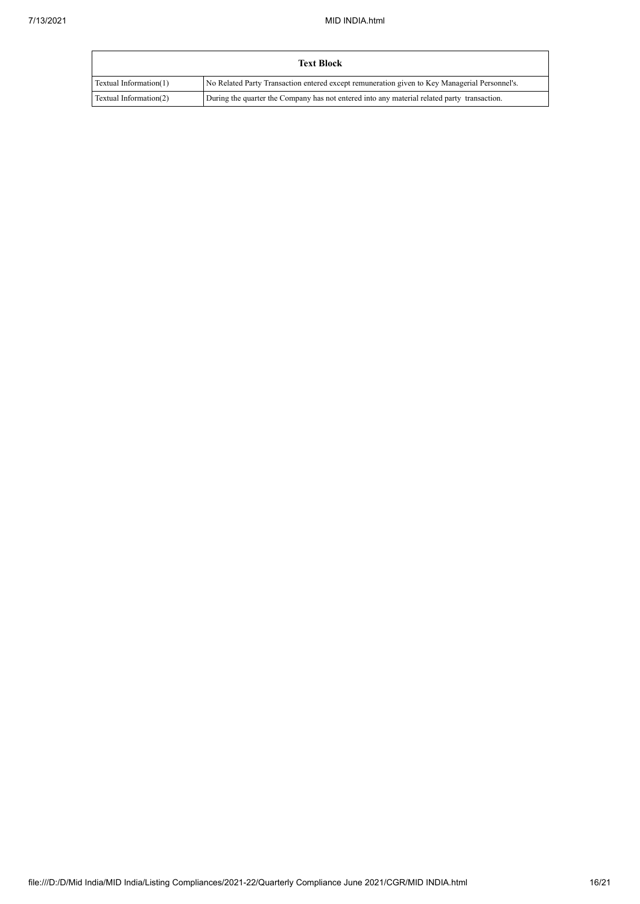| Text Block | |
|---|---|
| Textual Information(1) | No Related Party Transaction entered except remuneration given to Key Managerial Personnel's. |
| Textual Information(2) | During the quarter the Company has not entered into any material related party transaction. |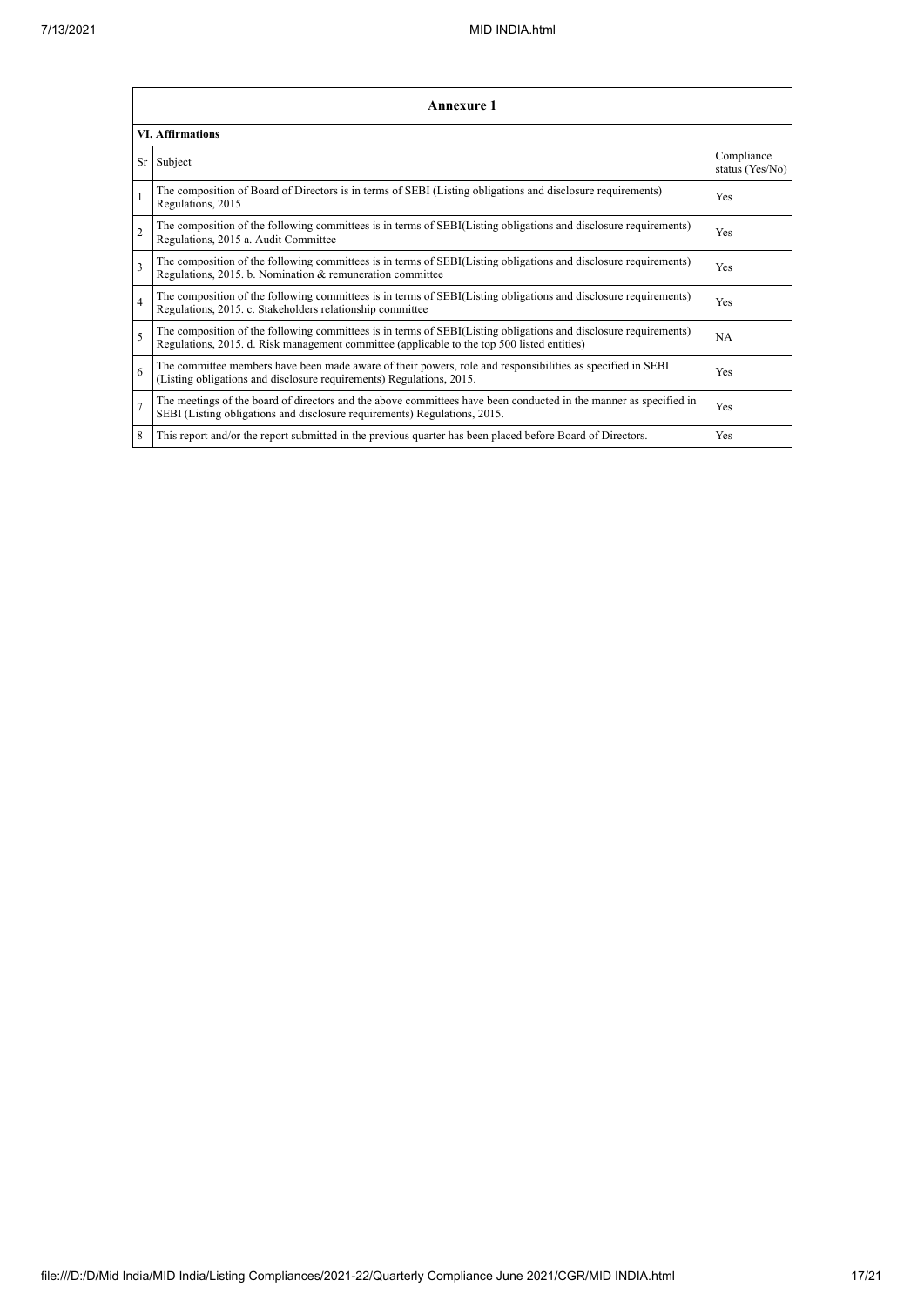| Annexure 1 | | |
|---|---|---|
| **VI. Affirmations** | | |
| Sr | Subject | Compliance status (Yes/No) |
| 1 | The composition of Board of Directors is in terms of SEBI (Listing obligations and disclosure requirements) Regulations, 2015 | Yes |
| 2 | The composition of the following committees is in terms of SEBI(Listing obligations and disclosure requirements) Regulations, 2015 a. Audit Committee | Yes |
| 3 | The composition of the following committees is in terms of SEBI(Listing obligations and disclosure requirements) Regulations, 2015. b. Nomination & remuneration committee | Yes |
| 4 | The composition of the following committees is in terms of SEBI(Listing obligations and disclosure requirements) Regulations, 2015. c. Stakeholders relationship committee | Yes |
| 5 | The composition of the following committees is in terms of SEBI(Listing obligations and disclosure requirements) Regulations, 2015. d. Risk management committee (applicable to the top 500 listed entities) | NA |
| 6 | The committee members have been made aware of their powers, role and responsibilities as specified in SEBI (Listing obligations and disclosure requirements) Regulations, 2015. | Yes |
| 7 | The meetings of the board of directors and the above committees have been conducted in the manner as specified in SEBI (Listing obligations and disclosure requirements) Regulations, 2015. | Yes |
| 8 | This report and/or the report submitted in the previous quarter has been placed before Board of Directors. | Yes |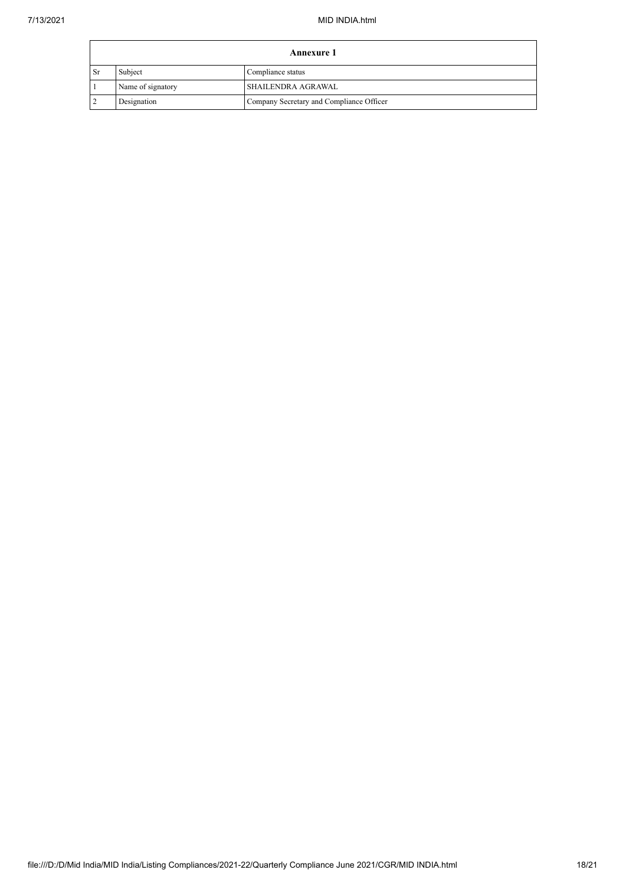| Annexure 1 | | |
|---|---|---|
| Sr | Subject | Compliance status |
| 1 | Name of signatory | SHAILENDRA AGRAWAL |
| 2 | Designation | Company Secretary and Compliance Officer |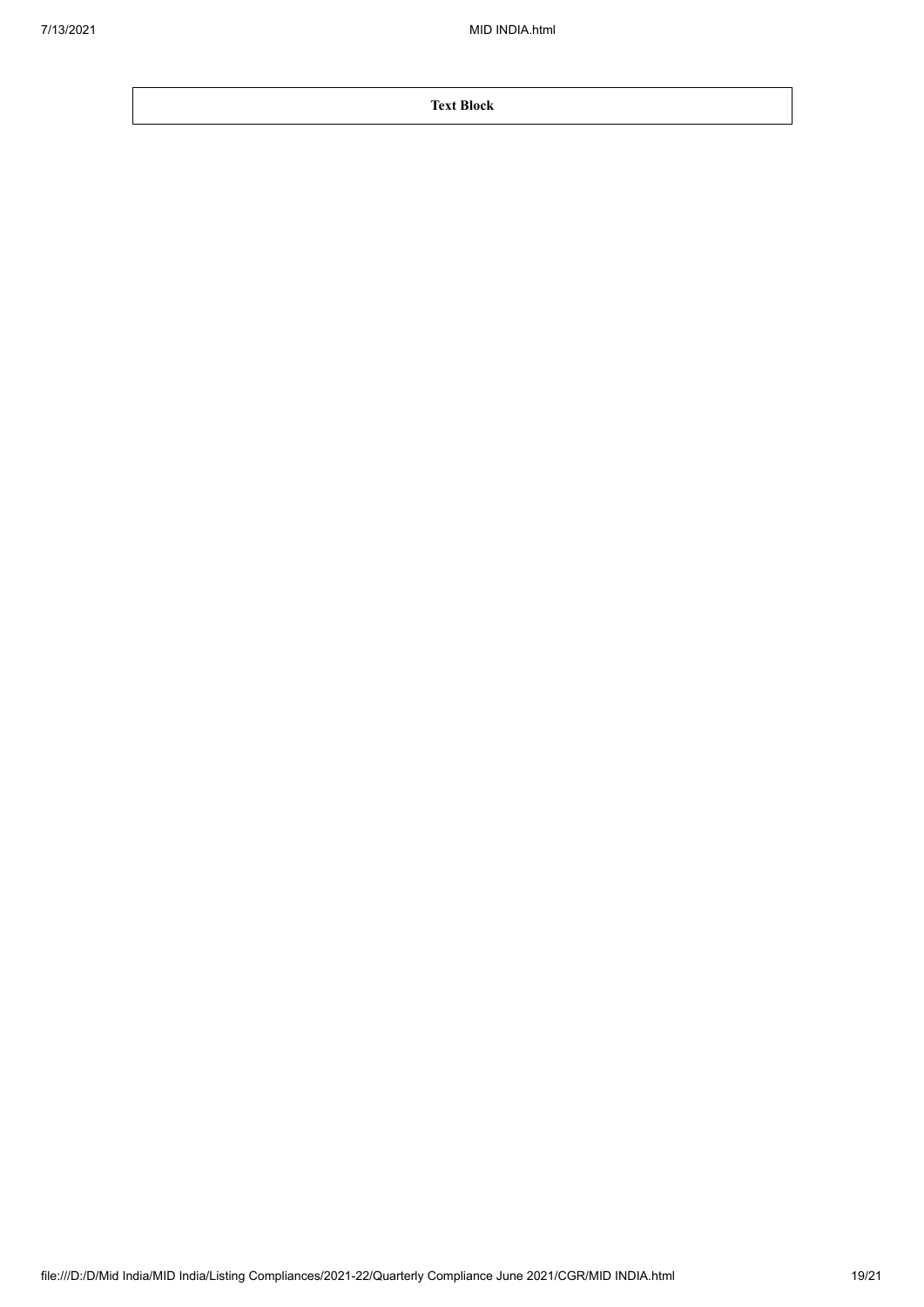| Text Block |
| --- |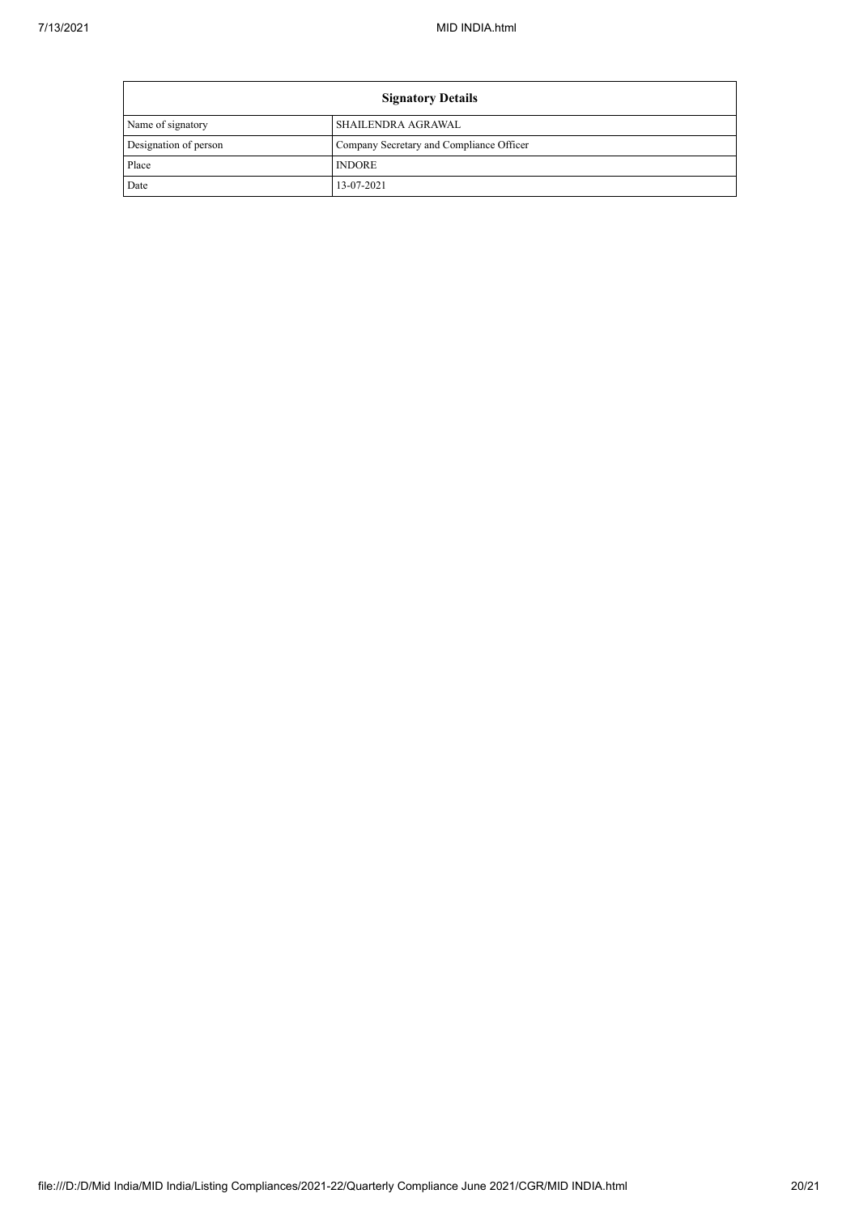| Signatory Details | |
|---|---|
| Name of signatory | SHAILENDRA AGRAWAL |
| Designation of person | Company Secretary and Compliance Officer |
| Place | INDORE |
| Date | 13-07-2021 |